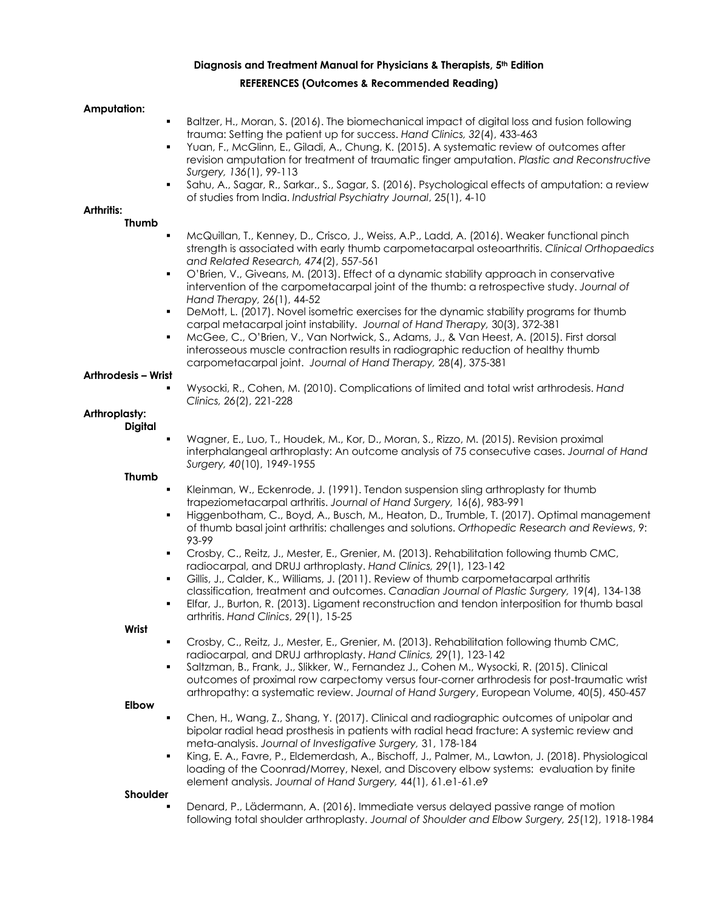**Diagnosis and Treatment Manual for Physicians & Therapists, 5th Edition**

**REFERENCES (Outcomes & Recommended Reading)**

**Amputation:**

- Baltzer, H., Moran, S. (2016). The biomechanical impact of digital loss and fusion following trauma: Setting the patient up for success. *Hand Clinics, 32*(4), 433-463
- Yuan, F., McGlinn, E., Giladi, A., Chung, K. (2015). A systematic review of outcomes after revision amputation for treatment of traumatic finger amputation. *Plastic and Reconstructive Surgery, 136*(1), 99-113
- Sahu, A., Sagar, R., Sarkar., S., Sagar, S. (2016). Psychological effects of amputation: a review of studies from India. *Industrial Psychiatry Journal*, 25(1), 4-10

**Arthritis:**

**Thumb**

- McQuillan, T., Kenney, D., Crisco, J., Weiss, A.P., Ladd, A. (2016). Weaker functional pinch strength is associated with early thumb carpometacarpal osteoarthritis. *Clinical Orthopaedics and Related Research, 474*(2), 557-561
- O'Brien, V., Giveans, M. (2013). Effect of a dynamic stability approach in conservative intervention of the carpometacarpal joint of the thumb: a retrospective study. *Journal of Hand Therapy,* 26(1), 44-52
- DeMott, L. (2017). Novel isometric exercises for the dynamic stability programs for thumb carpal metacarpal joint instability. *Journal of Hand Therapy,* 30(3), 372-381
- McGee, C., O'Brien, V., Van Nortwick, S., Adams, J., & Van Heest, A. (2015). First dorsal interosseous muscle contraction results in radiographic reduction of healthy thumb carpometacarpal joint. *Journal of Hand Therapy,* 28(4), 375-381

**Arthrodesis – Wrist**

- Wysocki, R., Cohen, M. (2010). Complications of limited and total wrist arthrodesis. *Hand Clinics,* 26(2), 221-228

**Arthroplasty:**

**Digital**

- Wagner, E., Luo, T., Houdek, M., Kor, D., Moran, S., Rizzo, M. (2015). Revision proximal interphalangeal arthroplasty: An outcome analysis of 75 consecutive cases. *Journal of Hand Surgery, 40*(10), 1949-1955

**Thumb**

- Kleinman, W., Eckenrode, J. (1991). Tendon suspension sling arthroplasty for thumb trapeziometacarpal arthritis. *Journal of Hand Surgery,* 16(6), 983-991
- Higgenbotham, C., Boyd, A., Busch, M., Heaton, D., Trumble, T. (2017). Optimal management of thumb basal joint arthritis: challenges and solutions. *Orthopedic Research and Reviews*, 9: 93-99
- Crosby, C., Reitz, J., Mester, E., Grenier, M. (2013). Rehabilitation following thumb CMC, radiocarpal, and DRUJ arthroplasty. *Hand Clinics, 29*(1), 123-142
- Gillis, J., Calder, K., Williams, J. (2011). Review of thumb carpometacarpal arthritis classification, treatment and outcomes. *Canadian Journal of Plastic Surgery,* 19(4), 134-138
- Elfar, J., Burton, R. (2013). Ligament reconstruction and tendon interposition for thumb basal arthritis. *Hand Clinics*, 29(1), 15-25

**Wrist**

- Crosby, C., Reitz, J., Mester, E., Grenier, M. (2013). Rehabilitation following thumb CMC, radiocarpal, and DRUJ arthroplasty. *Hand Clinics, 29*(1), 123-142
- Saltzman, B., Frank, J., Slikker, W., Fernandez J., Cohen M., Wysocki, R. (2015). Clinical outcomes of proximal row carpectomy versus four-corner arthrodesis for post-traumatic wrist arthropathy: a systematic review. *Journal of Hand Surgery*, European Volume, 40(5), 450-457

**Elbow**

- Chen, H., Wang, Z., Shang, Y. (2017). Clinical and radiographic outcomes of unipolar and bipolar radial head prosthesis in patients with radial head fracture: A systemic review and meta-analysis. *Journal of Investigative Surgery,* 31, 178-184
- King, E. A., Favre, P., Eldemerdash, A., Bischoff, J., Palmer, M., Lawton, J. (2018). Physiological loading of the Coonrad/Morrey, Nexel, and Discovery elbow systems: evaluation by finite element analysis. *Journal of Hand Surgery,* 44(1), 61.e1-61.e9

**Shoulder**

- Denard, P., Lädermann, A. (2016). Immediate versus delayed passive range of motion following total shoulder arthroplasty. *Journal of Shoulder and Elbow Surgery, 25*(12), 1918-1984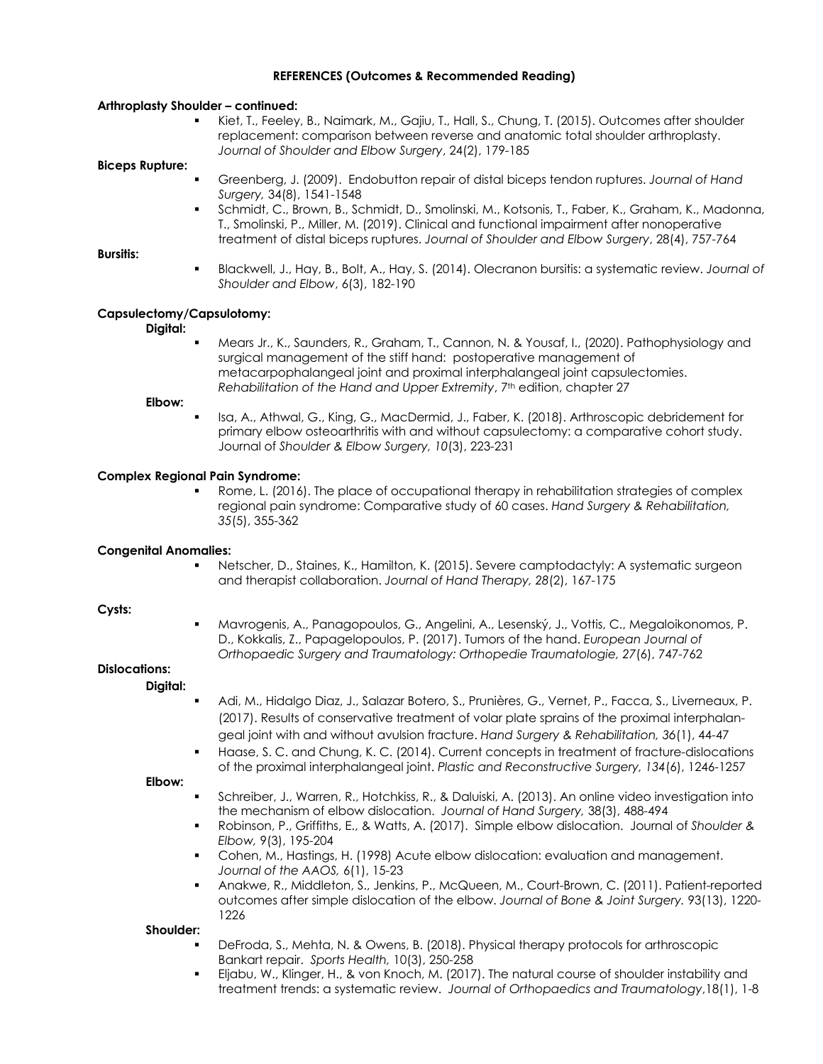## REFERENCES (Outcomes & Recommended Reading)

**Arthroplasty Shoulder – continued:**

- Kiet, T., Feeley, B., Naimark, M., Gajiu, T., Hall, S., Chung, T. (2015). Outcomes after shoulder replacement: comparison between reverse and anatomic total shoulder arthroplasty. *Journal of Shoulder and Elbow Surgery*, 24(2), 179-185

**Biceps Rupture:**

- Greenberg, J. (2009). Endobutton repair of distal biceps tendon ruptures. *Journal of Hand Surgery,* 34(8), 1541-1548
- Schmidt, C., Brown, B., Schmidt, D., Smolinski, M., Kotsonis, T., Faber, K., Graham, K., Madonna, T., Smolinski, P., Miller, M. (2019). Clinical and functional impairment after nonoperative treatment of distal biceps ruptures. *Journal of Shoulder and Elbow Surgery*, 28(4), 757-764

**Bursitis:**

- Blackwell, J., Hay, B., Bolt, A., Hay, S. (2014). Olecranon bursitis: a systematic review. *Journal of Shoulder and Elbow*, 6(3), 182-190

**Capsulectomy/Capsulotomy:**

**Digital:**

- Mears Jr., K., Saunders, R., Graham, T., Cannon, N. & Yousaf, I., (2020). Pathophysiology and surgical management of the stiff hand: postoperative management of metacarpophalangeal joint and proximal interphalangeal joint capsulectomies. *Rehabilitation of the Hand and Upper Extremity*, 7th edition, chapter 27

**Elbow:**

- Isa, A., Athwal, G., King, G., MacDermid, J., Faber, K. (2018). Arthroscopic debridement for primary elbow osteoarthritis with and without capsulectomy: a comparative cohort study. Journal of *Shoulder & Elbow Surgery, 10*(3), 223-231

**Complex Regional Pain Syndrome:**

- Rome, L. (2016). The place of occupational therapy in rehabilitation strategies of complex regional pain syndrome: Comparative study of 60 cases. *Hand Surgery & Rehabilitation, 35*(5), 355-362

**Congenital Anomalies:**

- Netscher, D., Staines, K., Hamilton, K. (2015). Severe camptodactyly: A systematic surgeon and therapist collaboration. *Journal of Hand Therapy, 28*(2), 167-175

**Cysts:**

- Mavrogenis, A., Panagopoulos, G., Angelini, A., Lesenský, J., Vottis, C., Megaloikonomos, P. D., Kokkalis, Z., Papagelopoulos, P. (2017). Tumors of the hand. *European Journal of Orthopaedic Surgery and Traumatology: Orthopedie Traumatologie, 27*(6), 747-762

**Dislocations:**

**Digital:**

- Adi, M., Hidalgo Diaz, J., Salazar Botero, S., Prunières, G., Vernet, P., Facca, S., Liverneaux, P. (2017). Results of conservative treatment of volar plate sprains of the proximal interphalangeal joint with and without avulsion fracture. *Hand Surgery & Rehabilitation, 36*(1), 44-47
- Haase, S. C. and Chung, K. C. (2014). Current concepts in treatment of fracture-dislocations of the proximal interphalangeal joint. *Plastic and Reconstructive Surgery, 134*(6), 1246-1257

**Elbow:**

- Schreiber, J., Warren, R., Hotchkiss, R., & Daluiski, A. (2013). An online video investigation into the mechanism of elbow dislocation. *Journal of Hand Surgery,* 38(3), 488-494
- Robinson, P., Griffiths, E., & Watts, A. (2017). Simple elbow dislocation. Journal of *Shoulder & Elbow, 9*(3), 195-204
- Cohen, M., Hastings, H. (1998) Acute elbow dislocation: evaluation and management. *Journal of the AAOS, 6*(1), 15-23
- Anakwe, R., Middleton, S., Jenkins, P., McQueen, M., Court-Brown, C. (2011). Patient-reported outcomes after simple dislocation of the elbow. *Journal of Bone & Joint Surgery.* 93(13), 1220-1226

**Shoulder:**

- DeFroda, S., Mehta, N. & Owens, B. (2018). Physical therapy protocols for arthroscopic Bankart repair. *Sports Health,* 10(3), 250-258
- Eljabu, W., Klinger, H., & von Knoch, M. (2017). The natural course of shoulder instability and treatment trends: a systematic review. *Journal of Orthopaedics and Traumatology*,18(1), 1-8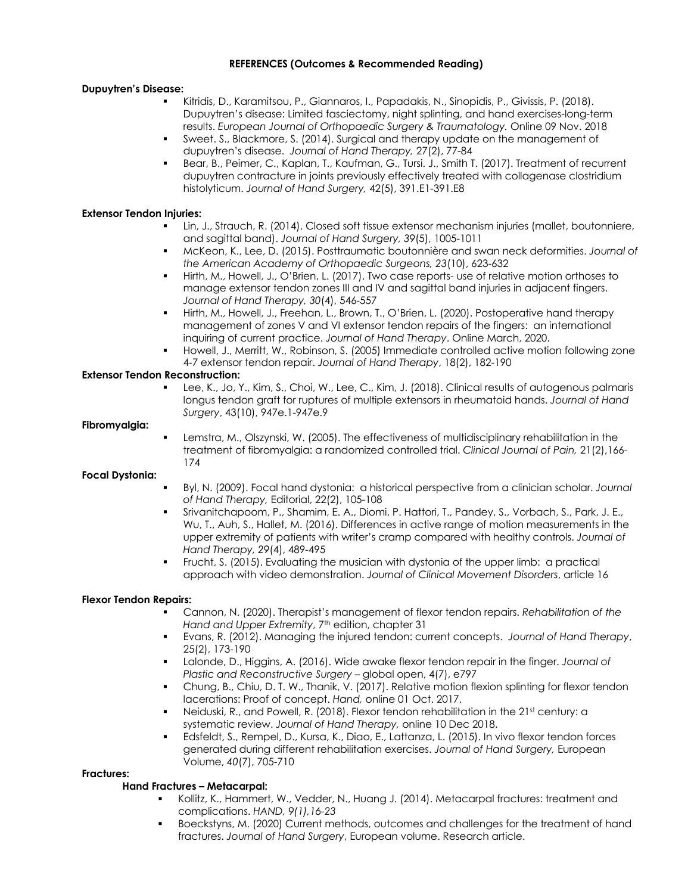**REFERENCES (Outcomes & Recommended Reading)**

**Dupuytren's Disease:**

- Kitridis, D., Karamitsou, P., Giannaros, I., Papadakis, N., Sinopidis, P., Givissis, P. (2018). Dupuytren's disease: Limited fasciectomy, night splinting, and hand exercises-long-term results. *European Journal of Orthopaedic Surgery & Traumatology.* Online 09 Nov. 2018
- Sweet. S., Blackmore, S. (2014). Surgical and therapy update on the management of dupuytren's disease. *Journal of Hand Therapy,* 27(2), 77-84
- Bear, B., Peimer, C., Kaplan, T., Kaufman, G., Tursi. J., Smith T. (2017). Treatment of recurrent dupuytren contracture in joints previously effectively treated with collagenase clostridium histolyticum. *Journal of Hand Surgery,* 42(5), 391.E1-391.E8

**Extensor Tendon Injuries:**

- Lin, J., Strauch, R. (2014). Closed soft tissue extensor mechanism injuries (mallet, boutonniere, and sagittal band). *Journal of Hand Surgery, 39*(5), 1005-1011
- McKeon, K., Lee, D. (2015). Posttraumatic boutonnière and swan neck deformities. *Journal of the American Academy of Orthopaedic Surgeons, 23*(10), 623-632
- Hirth, M., Howell, J., O'Brien, L. (2017). Two case reports- use of relative motion orthoses to manage extensor tendon zones III and IV and sagittal band injuries in adjacent fingers. *Journal of Hand Therapy, 30*(4), 546-557
- Hirth, M., Howell, J., Freehan, L., Brown, T., O'Brien, L. (2020). Postoperative hand therapy management of zones V and VI extensor tendon repairs of the fingers: an international inquiring of current practice. *Journal of Hand Therapy*. Online March, 2020.
- Howell, J., Merritt, W., Robinson, S. (2005) Immediate controlled active motion following zone 4-7 extensor tendon repair. *Journal of Hand Therapy*, 18(2), 182-190

**Extensor Tendon Reconstruction:**

- Lee, K., Jo, Y., Kim, S., Choi, W., Lee, C., Kim, J. (2018). Clinical results of autogenous palmaris longus tendon graft for ruptures of multiple extensors in rheumatoid hands. *Journal of Hand Surgery*, 43(10), 947e.1-947e.9

**Fibromyalgia:**

- Lemstra, M., Olszynski, W. (2005). The effectiveness of multidisciplinary rehabilitation in the treatment of fibromyalgia: a randomized controlled trial. *Clinical Journal of Pain,* 21(2),166-174

**Focal Dystonia:**

- Byl, N. (2009). Focal hand dystonia: a historical perspective from a clinician scholar. *Journal of Hand Therapy,* Editorial, 22(2), 105-108
- Srivanitchapoom, P., Shamim, E. A., Diomi, P. Hattori, T., Pandey, S., Vorbach, S., Park, J. E., Wu, T., Auh, S., Hallet, M. (2016). Differences in active range of motion measurements in the upper extremity of patients with writer's cramp compared with healthy controls. *Journal of Hand Therapy, 29*(4), 489-495
- Frucht, S. (2015). Evaluating the musician with dystonia of the upper limb: a practical approach with video demonstration. *Journal of Clinical Movement Disorders*, article 16

**Flexor Tendon Repairs:**

- Cannon, N. (2020). Therapist's management of flexor tendon repairs. *Rehabilitation of the Hand and Upper Extremity*, 7th edition, chapter 31
- Evans, R. (2012). Managing the injured tendon: current concepts. *Journal of Hand Therapy*, 25(2), 173-190
- Lalonde, D., Higgins, A. (2016). Wide awake flexor tendon repair in the finger. *Journal of Plastic and Reconstructive Surgery* – global open, 4(7), e797
- Chung, B., Chiu, D. T. W., Thanik, V. (2017). Relative motion flexion splinting for flexor tendon lacerations: Proof of concept. *Hand,* online 01 Oct. 2017.
- Neiduski, R., and Powell, R. (2018). Flexor tendon rehabilitation in the 21st century: a systematic review. *Journal of Hand Therapy,* online 10 Dec 2018.
- Edsfeldt, S., Rempel, D., Kursa, K., Diao, E., Lattanza, L. (2015). In vivo flexor tendon forces generated during different rehabilitation exercises. *Journal of Hand Surgery,* European Volume, *40*(7), 705-710

**Fractures:**

**Hand Fractures – Metacarpal:**

- Kollitz, K., Hammert, W., Vedder, N., Huang J. (2014). Metacarpal fractures: treatment and complications. *HAND, 9(1),16-23*
- Boeckstyns, M. (2020) Current methods, outcomes and challenges for the treatment of hand fractures. *Journal of Hand Surgery*, European volume. Research article.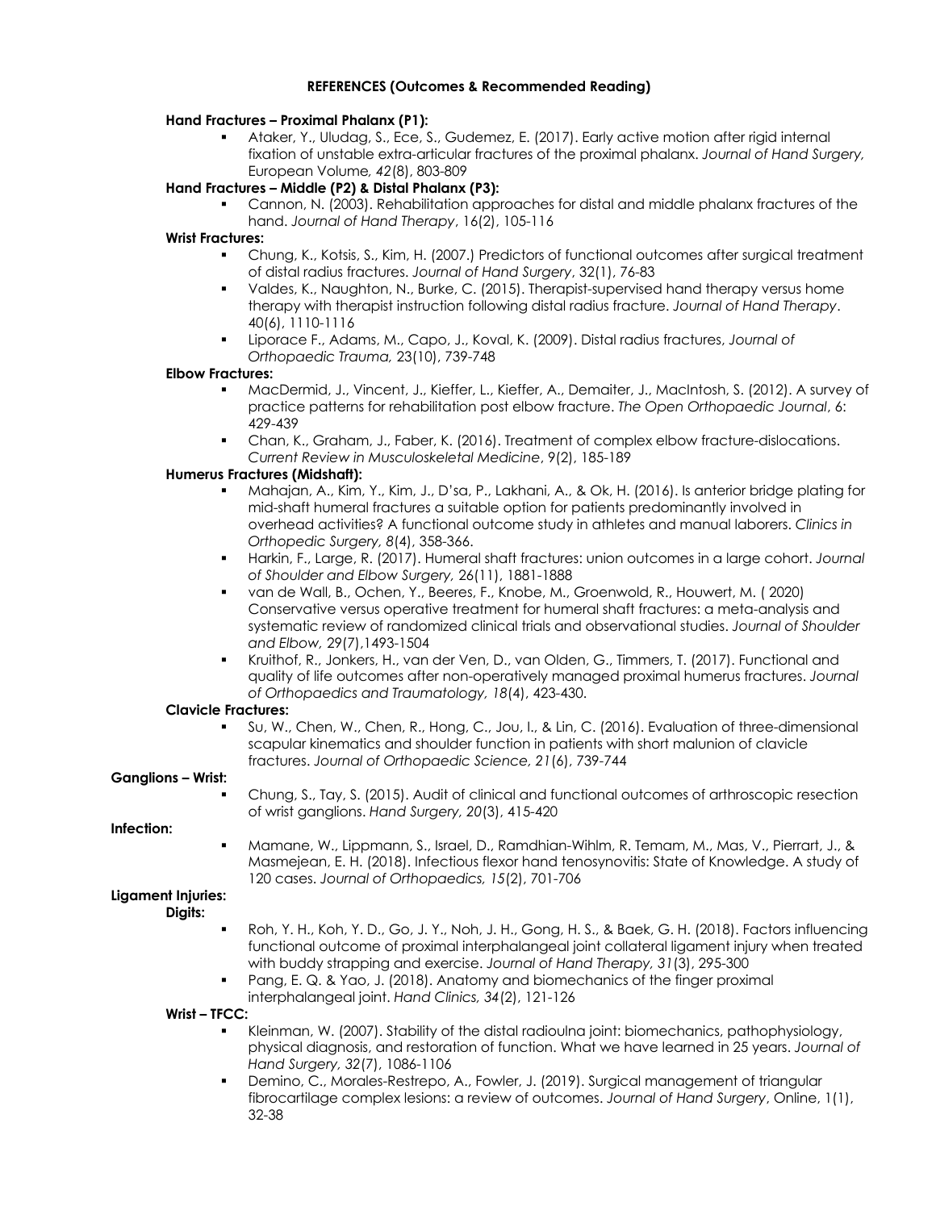**REFERENCES (Outcomes & Recommended Reading)**

**Hand Fractures – Proximal Phalanx (P1):**

- Ataker, Y., Uludag, S., Ece, S., Gudemez, E. (2017). Early active motion after rigid internal fixation of unstable extra-articular fractures of the proximal phalanx. *Journal of Hand Surgery,* European Volume*, 42*(8), 803-809

**Hand Fractures – Middle (P2) & Distal Phalanx (P3):**

- Cannon, N. (2003). Rehabilitation approaches for distal and middle phalanx fractures of the hand. *Journal of Hand Therapy*, 16(2), 105-116

**Wrist Fractures:**

- Chung, K., Kotsis, S., Kim, H. (2007.) Predictors of functional outcomes after surgical treatment of distal radius fractures. *Journal of Hand Surgery*, 32(1), 76-83
- Valdes, K., Naughton, N., Burke, C. (2015). Therapist-supervised hand therapy versus home therapy with therapist instruction following distal radius fracture. *Journal of Hand Therapy*. 40(6), 1110-1116
- Liporace F., Adams, M., Capo, J., Koval, K. (2009). Distal radius fractures, *Journal of Orthopaedic Trauma,* 23(10), 739-748

**Elbow Fractures:**

- MacDermid, J., Vincent, J., Kieffer, L., Kieffer, A., Demaiter, J., MacIntosh, S. (2012). A survey of practice patterns for rehabilitation post elbow fracture. *The Open Orthopaedic Journal*, 6: 429-439
- Chan, K., Graham, J., Faber, K. (2016). Treatment of complex elbow fracture-dislocations. *Current Review in Musculoskeletal Medicine*, 9(2), 185-189

**Humerus Fractures (Midshaft):**

- Mahajan, A., Kim, Y., Kim, J., D'sa, P., Lakhani, A., & Ok, H. (2016). Is anterior bridge plating for mid-shaft humeral fractures a suitable option for patients predominantly involved in overhead activities? A functional outcome study in athletes and manual laborers. *Clinics in Orthopedic Surgery, 8*(4), 358-366.
- Harkin, F., Large, R. (2017). Humeral shaft fractures: union outcomes in a large cohort. *Journal of Shoulder and Elbow Surgery,* 26(11), 1881-1888
- van de Wall, B., Ochen, Y., Beeres, F., Knobe, M., Groenwold, R., Houwert, M. ( 2020) Conservative versus operative treatment for humeral shaft fractures: a meta-analysis and systematic review of randomized clinical trials and observational studies. *Journal of Shoulder and Elbow,* 29(7),1493-1504
- Kruithof, R., Jonkers, H., van der Ven, D., van Olden, G., Timmers, T. (2017). Functional and quality of life outcomes after non-operatively managed proximal humerus fractures. *Journal of Orthopaedics and Traumatology, 18*(4), 423-430.

**Clavicle Fractures:**

- Su, W., Chen, W., Chen, R., Hong, C., Jou, I., & Lin, C. (2016). Evaluation of three-dimensional scapular kinematics and shoulder function in patients with short malunion of clavicle fractures. *Journal of Orthopaedic Science, 21*(6), 739-744

**Ganglions – Wrist:**

- Chung, S., Tay, S. (2015). Audit of clinical and functional outcomes of arthroscopic resection of wrist ganglions. *Hand Surgery, 20*(3), 415-420

**Infection:**

- Mamane, W., Lippmann, S., Israel, D., Ramdhian-Wihlm, R. Temam, M., Mas, V., Pierrart, J., & Masmejean, E. H. (2018). Infectious flexor hand tenosynovitis: State of Knowledge. A study of 120 cases. *Journal of Orthopaedics, 15*(2), 701-706

**Ligament Injuries:**

**Digits:**

- Roh, Y. H., Koh, Y. D., Go, J. Y., Noh, J. H., Gong, H. S., & Baek, G. H. (2018). Factors influencing functional outcome of proximal interphalangeal joint collateral ligament injury when treated with buddy strapping and exercise. *Journal of Hand Therapy, 31*(3), 295-300
- Pang, E. Q. & Yao, J. (2018). Anatomy and biomechanics of the finger proximal interphalangeal joint. *Hand Clinics, 34*(2), 121-126

**Wrist – TFCC:**

- Kleinman, W. (2007). Stability of the distal radioulna joint: biomechanics, pathophysiology, physical diagnosis, and restoration of function. What we have learned in 25 years. *Journal of Hand Surgery, 32*(7), 1086-1106
- Demino, C., Morales-Restrepo, A., Fowler, J. (2019). Surgical management of triangular fibrocartilage complex lesions: a review of outcomes. *Journal of Hand Surgery*, Online, 1(1), 32-38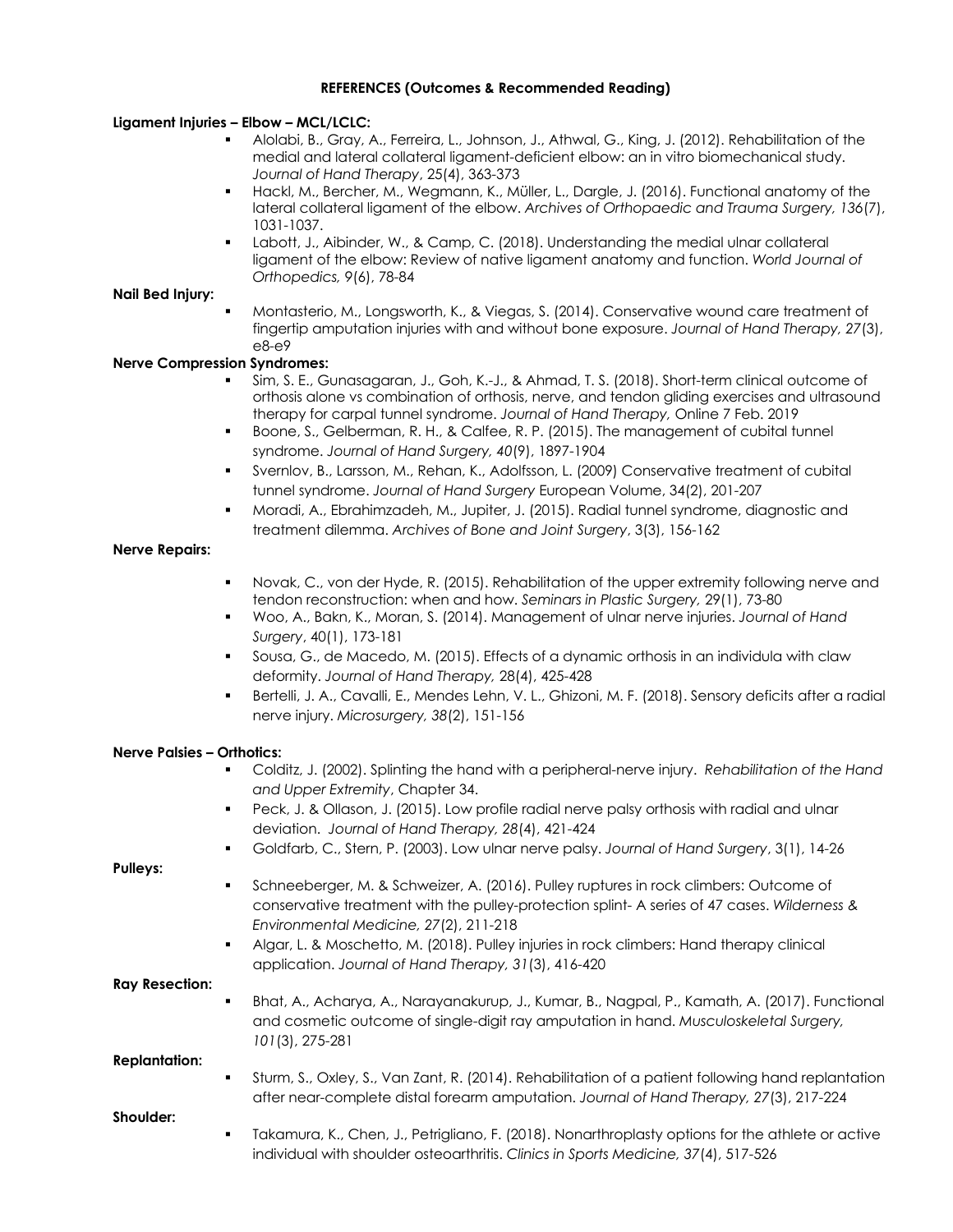**REFERENCES (Outcomes & Recommended Reading)**

**Ligament Injuries – Elbow – MCL/LCLC:**

- Alolabi, B., Gray, A., Ferreira, L., Johnson, J., Athwal, G., King, J. (2012). Rehabilitation of the medial and lateral collateral ligament-deficient elbow: an in vitro biomechanical study. *Journal of Hand Therapy*, 25(4), 363-373
- Hackl, M., Bercher, M., Wegmann, K., Müller, L., Dargle, J. (2016). Functional anatomy of the lateral collateral ligament of the elbow. *Archives of Orthopaedic and Trauma Surgery, 136*(7), 1031-1037.
- Labott, J., Aibinder, W., & Camp, C. (2018). Understanding the medial ulnar collateral ligament of the elbow: Review of native ligament anatomy and function. *World Journal of Orthopedics, 9*(6), 78-84

**Nail Bed Injury:**

- Montasterio, M., Longsworth, K., & Viegas, S. (2014). Conservative wound care treatment of fingertip amputation injuries with and without bone exposure. *Journal of Hand Therapy, 27*(3), e8-e9

**Nerve Compression Syndromes:**

- Sim, S. E., Gunasagaran, J., Goh, K.-J., & Ahmad, T. S. (2018). Short-term clinical outcome of orthosis alone vs combination of orthosis, nerve, and tendon gliding exercises and ultrasound therapy for carpal tunnel syndrome. *Journal of Hand Therapy,* Online 7 Feb. 2019
- Boone, S., Gelberman, R. H., & Calfee, R. P. (2015). The management of cubital tunnel syndrome. *Journal of Hand Surgery, 40*(9), 1897-1904
- Svernlov, B., Larsson, M., Rehan, K., Adolfsson, L. (2009) Conservative treatment of cubital tunnel syndrome. *Journal of Hand Surgery* European Volume, 34(2), 201-207
- Moradi, A., Ebrahimzadeh, M., Jupiter, J. (2015). Radial tunnel syndrome, diagnostic and treatment dilemma. *Archives of Bone and Joint Surgery*, 3(3), 156-162

**Nerve Repairs:**

- Novak, C., von der Hyde, R. (2015). Rehabilitation of the upper extremity following nerve and tendon reconstruction: when and how. *Seminars in Plastic Surgery,* 29(1), 73-80
- Woo, A., Bakn, K., Moran, S. (2014). Management of ulnar nerve injuries. *Journal of Hand Surgery*, 40(1), 173-181
- Sousa, G., de Macedo, M. (2015). Effects of a dynamic orthosis in an individula with claw deformity. *Journal of Hand Therapy,* 28(4), 425-428
- Bertelli, J. A., Cavalli, E., Mendes Lehn, V. L., Ghizoni, M. F. (2018). Sensory deficits after a radial nerve injury. *Microsurgery, 38*(2), 151-156

**Nerve Palsies – Orthotics:**

- Colditz, J. (2002). Splinting the hand with a peripheral-nerve injury. *Rehabilitation of the Hand and Upper Extremity*, Chapter 34.
- Peck, J. & Ollason, J. (2015). Low profile radial nerve palsy orthosis with radial and ulnar deviation. *Journal of Hand Therapy, 28*(4), 421-424
- Goldfarb, C., Stern, P. (2003). Low ulnar nerve palsy. *Journal of Hand Surgery*, 3(1), 14-26

**Pulleys:**

- Schneeberger, M. & Schweizer, A. (2016). Pulley ruptures in rock climbers: Outcome of conservative treatment with the pulley-protection splint- A series of 47 cases. *Wilderness & Environmental Medicine, 27*(2), 211-218
- Algar, L. & Moschetto, M. (2018). Pulley injuries in rock climbers: Hand therapy clinical application. *Journal of Hand Therapy, 31*(3), 416-420

**Ray Resection:**

- Bhat, A., Acharya, A., Narayanakurup, J., Kumar, B., Nagpal, P., Kamath, A. (2017). Functional and cosmetic outcome of single-digit ray amputation in hand. *Musculoskeletal Surgery, 101*(3), 275-281

**Replantation:**

- Sturm, S., Oxley, S., Van Zant, R. (2014). Rehabilitation of a patient following hand replantation after near-complete distal forearm amputation. *Journal of Hand Therapy, 27*(3), 217-224

**Shoulder:**

- Takamura, K., Chen, J., Petrigliano, F. (2018). Nonarthroplasty options for the athlete or active individual with shoulder osteoarthritis. *Clinics in Sports Medicine, 37*(4), 517-526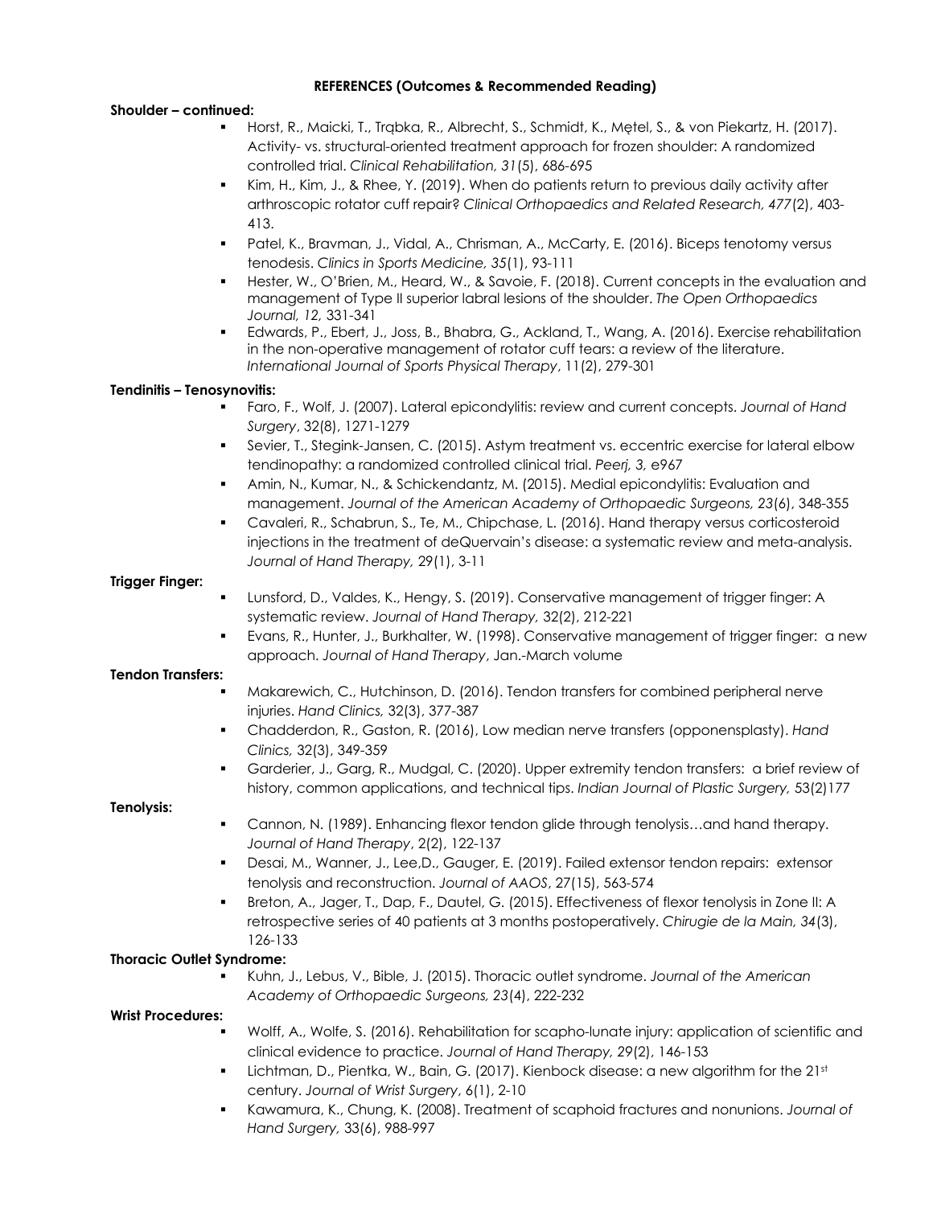**REFERENCES (Outcomes & Recommended Reading)**

**Shoulder – continued:**

- Horst, R., Maicki, T., Trąbka, R., Albrecht, S., Schmidt, K., Mętel, S., & von Piekartz, H. (2017). Activity- vs. structural-oriented treatment approach for frozen shoulder: A randomized controlled trial. *Clinical Rehabilitation, 31*(5), 686-695
- Kim, H., Kim, J., & Rhee, Y. (2019). When do patients return to previous daily activity after arthroscopic rotator cuff repair? *Clinical Orthopaedics and Related Research, 477*(2), 403-413.
- Patel, K., Bravman, J., Vidal, A., Chrisman, A., McCarty, E. (2016). Biceps tenotomy versus tenodesis. *Clinics in Sports Medicine, 35*(1), 93-111
- Hester, W., O'Brien, M., Heard, W., & Savoie, F. (2018). Current concepts in the evaluation and management of Type II superior labral lesions of the shoulder. *The Open Orthopaedics Journal, 12,* 331-341
- Edwards, P., Ebert, J., Joss, B., Bhabra, G., Ackland, T., Wang, A. (2016). Exercise rehabilitation in the non-operative management of rotator cuff tears: a review of the literature. *International Journal of Sports Physical Therapy*, 11(2), 279-301

**Tendinitis – Tenosynovitis:**

- Faro, F., Wolf, J. (2007). Lateral epicondylitis: review and current concepts. *Journal of Hand Surgery*, 32(8), 1271-1279
- Sevier, T., Stegink-Jansen, C. (2015). Astym treatment vs. eccentric exercise for lateral elbow tendinopathy: a randomized controlled clinical trial. *Peerj, 3,* e967
- Amin, N., Kumar, N., & Schickendantz, M. (2015). Medial epicondylitis: Evaluation and management. *Journal of the American Academy of Orthopaedic Surgeons, 23*(6), 348-355
- Cavaleri, R., Schabrun, S., Te, M., Chipchase, L. (2016). Hand therapy versus corticosteroid injections in the treatment of deQuervain's disease: a systematic review and meta-analysis. *Journal of Hand Therapy, 29*(1), 3-11

**Trigger Finger:**

- Lunsford, D., Valdes, K., Hengy, S. (2019). Conservative management of trigger finger: A systematic review. *Journal of Hand Therapy,* 32(2), 212-221
- Evans, R., Hunter, J., Burkhalter, W. (1998). Conservative management of trigger finger: a new approach. *Journal of Hand Therapy*, Jan.-March volume

**Tendon Transfers:**

- Makarewich, C., Hutchinson, D. (2016). Tendon transfers for combined peripheral nerve injuries. *Hand Clinics,* 32(3), 377-387
- Chadderdon, R., Gaston, R. (2016), Low median nerve transfers (opponensplasty). *Hand Clinics,* 32(3), 349-359
- Garderier, J., Garg, R., Mudgal, C. (2020). Upper extremity tendon transfers: a brief review of history, common applications, and technical tips. *Indian Journal of Plastic Surgery,* 53(2)177

**Tenolysis:**

- Cannon, N. (1989). Enhancing flexor tendon glide through tenolysis…and hand therapy. *Journal of Hand Therapy*, 2(2), 122-137
- Desai, M., Wanner, J., Lee,D., Gauger, E. (2019). Failed extensor tendon repairs: extensor tenolysis and reconstruction. *Journal of AAOS*, 27(15), 563-574
- Breton, A., Jager, T., Dap, F., Dautel, G. (2015). Effectiveness of flexor tenolysis in Zone II: A retrospective series of 40 patients at 3 months postoperatively. *Chirugie de la Main, 34*(3), 126-133

**Thoracic Outlet Syndrome:**

- Kuhn, J., Lebus, V., Bible, J. (2015). Thoracic outlet syndrome. *Journal of the American Academy of Orthopaedic Surgeons, 23*(4), 222-232

**Wrist Procedures:**

- Wolff, A., Wolfe, S. (2016). Rehabilitation for scapho-lunate injury: application of scientific and clinical evidence to practice. *Journal of Hand Therapy, 29*(2), 146-153
- Lichtman, D., Pientka, W., Bain, G. (2017). Kienbock disease: a new algorithm for the 21st century. *Journal of Wrist Surgery*, 6(1), 2-10
- Kawamura, K., Chung, K. (2008). Treatment of scaphoid fractures and nonunions. *Journal of Hand Surgery,* 33(6), 988-997